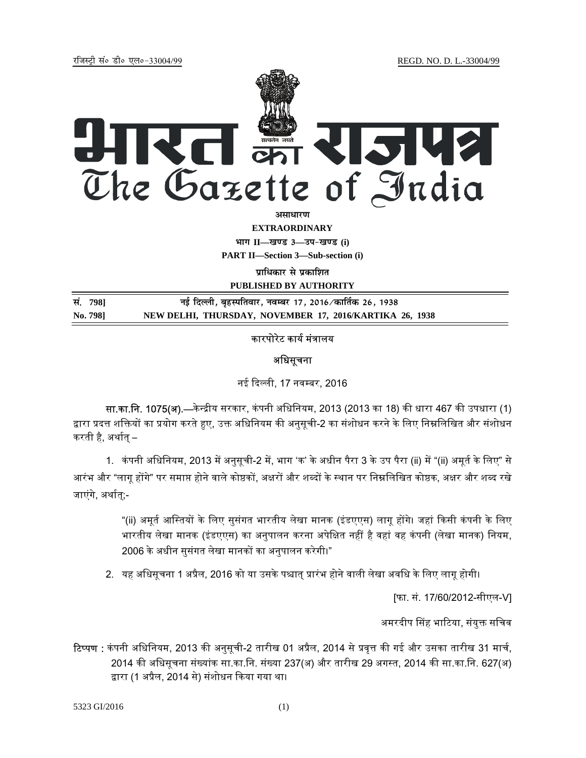रजिस्ट्री सं० डी० एल०-33004/99 REGD. NO. D. L.-33004/99

# भारत का राजपत्र
# The Gazette of India

**असाधारण**

**EXTRAORDINARY**

**भाग II—खण्ड 3—उप-खण्ड (i)**

**PART II—Section 3—Sub-section (i)**

**प्राधिकार से प्रकाशित**

**PUBLISHED BY AUTHORITY**

**सं. 798] नई दिल्ली, बृहस्पतिवार, नवम्बर 17, 2016/कार्तिक 26, 1938**

**No. 798] NEW DELHI, THURSDAY, NOVEMBER 17, 2016/KARTIKA 26, 1938**

कारपोरेट कार्य मंत्रालय

अधिसूचना

नई दिल्ली, 17 नवम्बर, 2016

**सा.का.नि. 1075(अ).**—केन्द्रीय सरकार, कंपनी अधिनियम, 2013 (2013 का 18) की धारा 467 की उपधारा (1) द्वारा प्रदत्त शक्तियों का प्रयोग करते हुए, उक्त अधिनियम की अनुसूची-2 का संशोधन करने के लिए निम्नलिखित और संशोधन करती है, अर्थात् –

1. कंपनी अधिनियम, 2013 में अनुसूची-2 में, भाग 'क' के अधीन पैरा 3 के उप पैरा (ii) में "(ii) अमूर्त के लिए" से आरंभ और "लागू होंगे" पर समाप्त होने वाले कोष्ठकों, अक्षरों और शब्दों के स्थान पर निम्नलिखित कोष्ठक, अक्षर और शब्द रखे जाएंगे, अर्थात्;-

   "(ii) अमूर्त आस्तियों के लिए सुसंगत भारतीय लेखा मानक (इंडएएस) लागू होंगे। जहां किसी कंपनी के लिए भारतीय लेखा मानक (इंडएएस) का अनुपालन करना अपेक्षित नहीं है वहां वह कंपनी (लेखा मानक) नियम, 2006 के अधीन सुसंगत लेखा मानकों का अनुपालन करेगी।"

2. यह अधिसूचना 1 अप्रैल, 2016 को या उसके पश्चात् प्रारंभ होने वाली लेखा अवधि के लिए लागू होगी।

[फा. सं. 17/60/2012-सीएल-V]

अमरदीप सिंह भाटिया, संयुक्त सचिव

**टिप्पण :** कंपनी अधिनियम, 2013 की अनुसूची-2 तारीख 01 अप्रैल, 2014 से प्रवृत्त की गई और उसका तारीख 31 मार्च, 2014 की अधिसूचना संख्यांक सा.का.नि. संख्या 237(अ) और तारीख 29 अगस्त, 2014 की सा.का.नि. 627(अ) द्वारा (1 अप्रैल, 2014 से) संशोधन किया गया था।

5323 GI/2016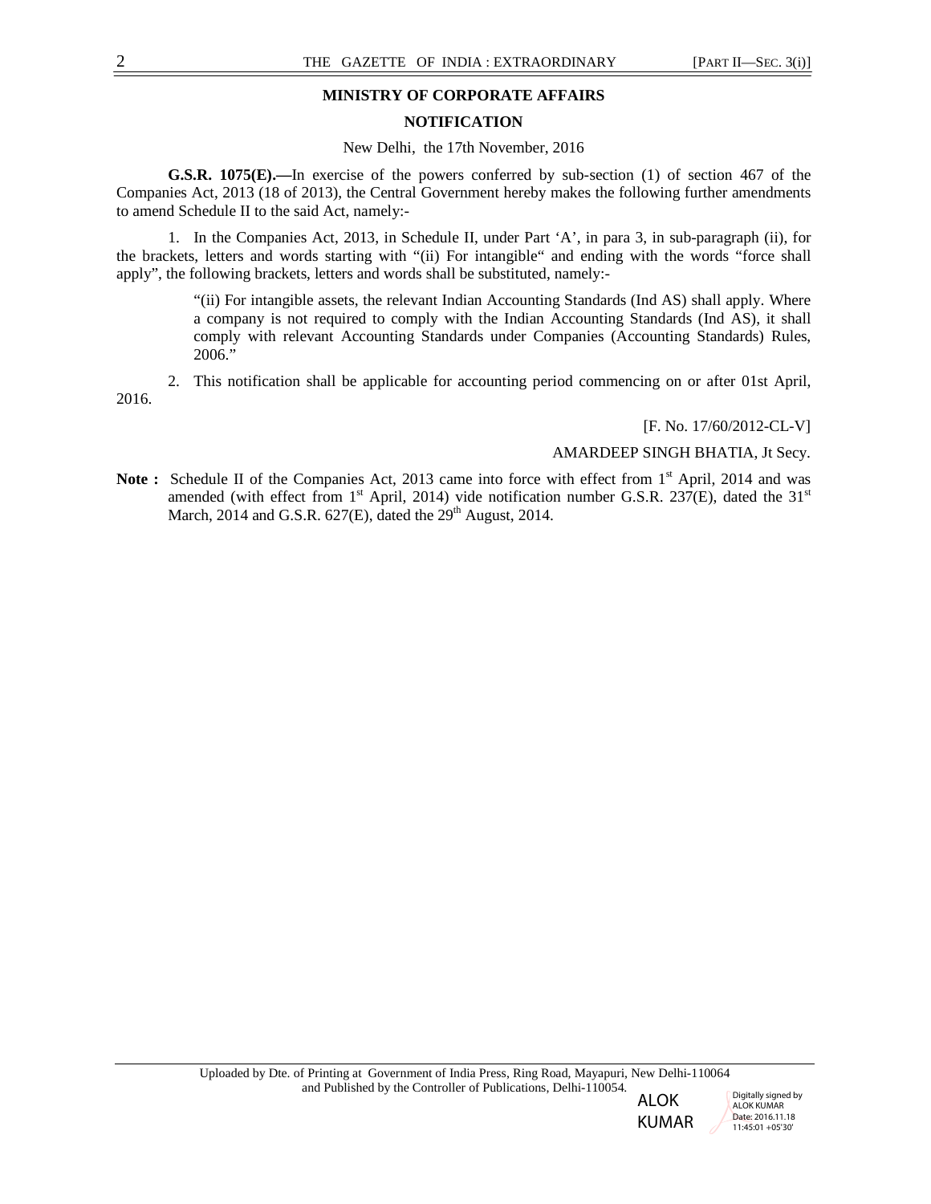## MINISTRY OF CORPORATE AFFAIRS

### NOTIFICATION

New Delhi, the 17th November, 2016

**G.S.R. 1075(E).—**In exercise of the powers conferred by sub-section (1) of section 467 of the Companies Act, 2013 (18 of 2013), the Central Government hereby makes the following further amendments to amend Schedule II to the said Act, namely:-

1. In the Companies Act, 2013, in Schedule II, under Part 'A', in para 3, in sub-paragraph (ii), for the brackets, letters and words starting with "(ii) For intangible" and ending with the words "force shall apply", the following brackets, letters and words shall be substituted, namely:-

> "(ii) For intangible assets, the relevant Indian Accounting Standards (Ind AS) shall apply. Where a company is not required to comply with the Indian Accounting Standards (Ind AS), it shall comply with relevant Accounting Standards under Companies (Accounting Standards) Rules, 2006."

2. This notification shall be applicable for accounting period commencing on or after 01st April, 2016.

[F. No. 17/60/2012-CL-V]

AMARDEEP SINGH BHATIA, Jt Secy.

**Note :** Schedule II of the Companies Act, 2013 came into force with effect from 1st April, 2014 and was amended (with effect from 1st April, 2014) vide notification number G.S.R. 237(E), dated the 31st March, 2014 and G.S.R. 627(E), dated the 29th August, 2014.

Uploaded by Dte. of Printing at Government of India Press, Ring Road, Mayapuri, New Delhi-110064 and Published by the Controller of Publications, Delhi-110054.

ALOK KUMAR

Digitally signed by ALOK KUMAR
Date: 2016.11.18 11:45:01 +05'30'